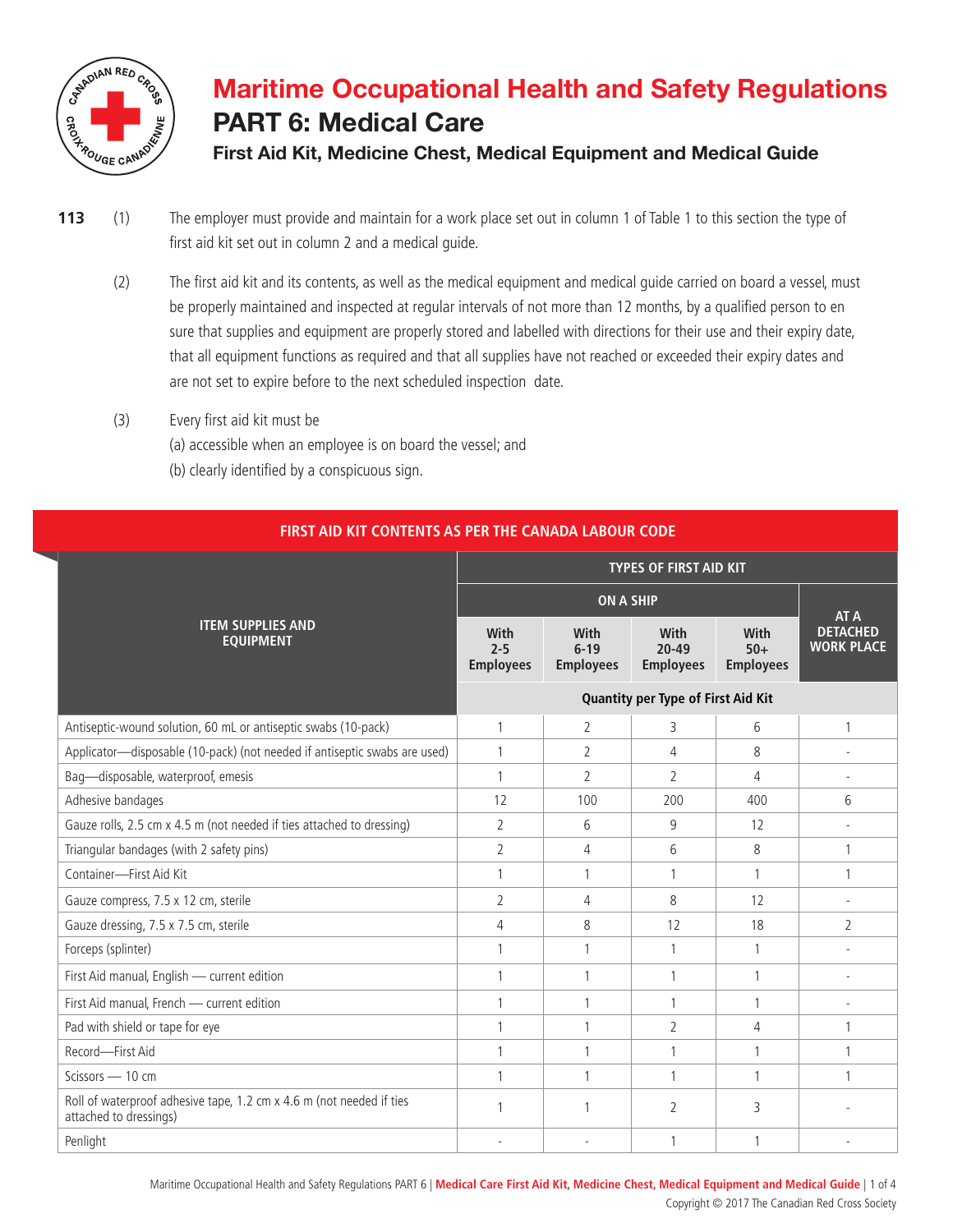# Maritime Occupational Health and Safety Regulations

## PART 6: Medical Care

### First Aid Kit, Medicine Chest, Medical Equipment and Medical Guide

**113** (1) The employer must provide and maintain for a work place set out in column 1 of Table 1 to this section the type of first aid kit set out in column 2 and a medical guide.

(2) The first aid kit and its contents, as well as the medical equipment and medical guide carried on board a vessel, must be properly maintained and inspected at regular intervals of not more than 12 months, by a qualified person to en sure that supplies and equipment are properly stored and labelled with directions for their use and their expiry date, that all equipment functions as required and that all supplies have not reached or exceeded their expiry dates and are not set to expire before to the next scheduled inspection date.

(3) Every first aid kit must be

(a) accessible when an employee is on board the vessel; and

(b) clearly identified by a conspicuous sign.

**FIRST AID KIT CONTENTS AS PER THE CANADA LABOUR CODE**

| ITEM SUPPLIES AND EQUIPMENT | TYPES OF FIRST AID KIT | | | | |
|---|---|---|---|---|---|
| | ON A SHIP | | | | AT A DETACHED WORK PLACE |
| | With 2-5 Employees | With 6-19 Employees | With 20-49 Employees | With 50+ Employees | |
| | Quantity per Type of First Aid Kit | | | | |
| Antiseptic-wound solution, 60 mL or antiseptic swabs (10-pack) | 1 | 2 | 3 | 6 | 1 |
| Applicator—disposable (10-pack) (not needed if antiseptic swabs are used) | 1 | 2 | 4 | 8 | - |
| Bag—disposable, waterproof, emesis | 1 | 2 | 2 | 4 | - |
| Adhesive bandages | 12 | 100 | 200 | 400 | 6 |
| Gauze rolls, 2.5 cm x 4.5 m (not needed if ties attached to dressing) | 2 | 6 | 9 | 12 | - |
| Triangular bandages (with 2 safety pins) | 2 | 4 | 6 | 8 | 1 |
| Container—First Aid Kit | 1 | 1 | 1 | 1 | 1 |
| Gauze compress, 7.5 x 12 cm, sterile | 2 | 4 | 8 | 12 | - |
| Gauze dressing, 7.5 x 7.5 cm, sterile | 4 | 8 | 12 | 18 | 2 |
| Forceps (splinter) | 1 | 1 | 1 | 1 | - |
| First Aid manual, English — current edition | 1 | 1 | 1 | 1 | - |
| First Aid manual, French — current edition | 1 | 1 | 1 | 1 | - |
| Pad with shield or tape for eye | 1 | 1 | 2 | 4 | 1 |
| Record—First Aid | 1 | 1 | 1 | 1 | 1 |
| Scissors — 10 cm | 1 | 1 | 1 | 1 | 1 |
| Roll of waterproof adhesive tape, 1.2 cm x 4.6 m (not needed if ties attached to dressings) | 1 | 1 | 2 | 3 | - |
| Penlight | - | - | 1 | 1 | - |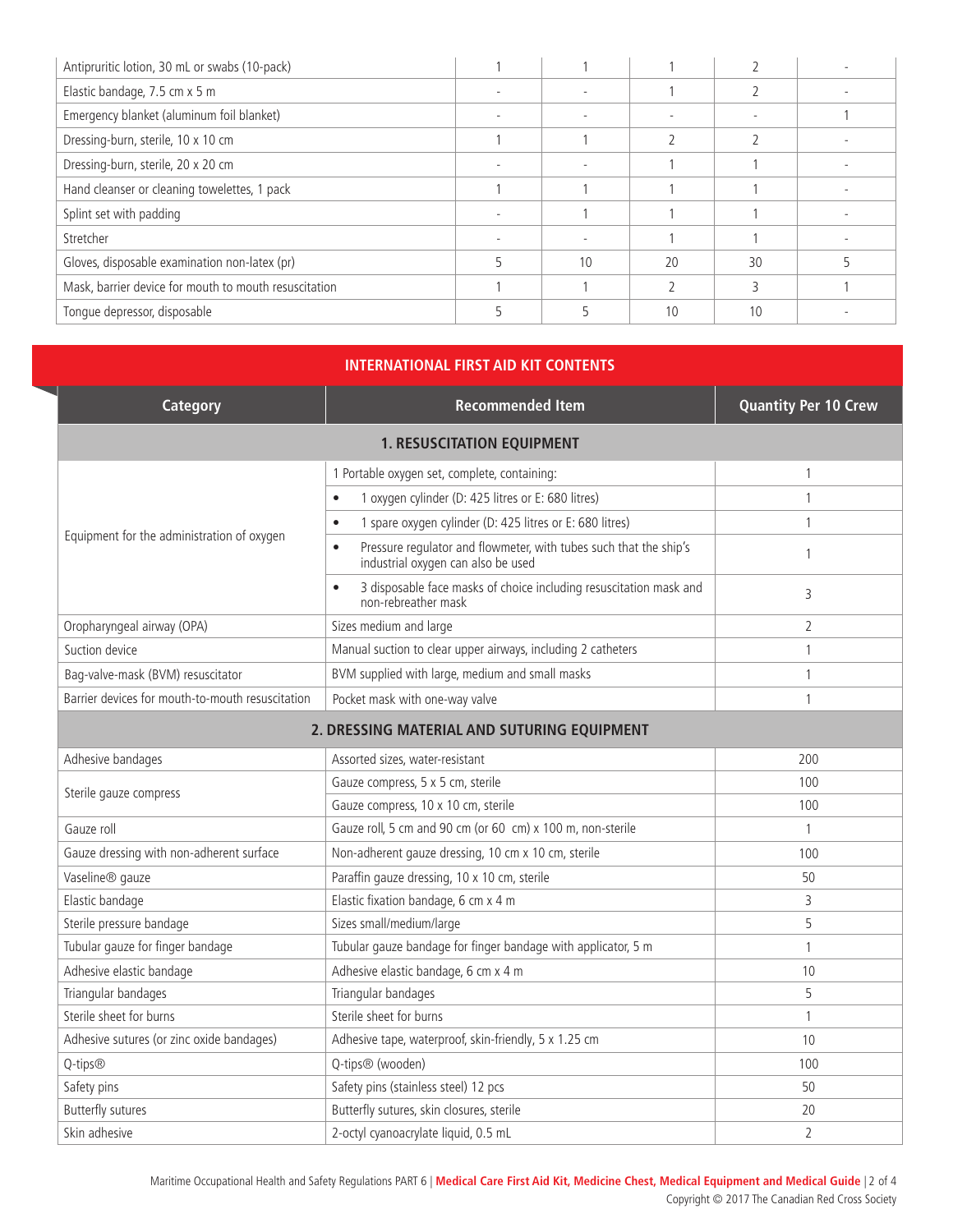| | | | | | |
|---|---|---|---|---|---|
| Antipruritic lotion, 30 mL or swabs (10-pack) | 1 | 1 | 1 | 2 | - |
| Elastic bandage, 7.5 cm x 5 m | - | - | 1 | 2 | - |
| Emergency blanket (aluminum foil blanket) | - | - | - | - | 1 |
| Dressing-burn, sterile, 10 x 10 cm | 1 | 1 | 2 | 2 | - |
| Dressing-burn, sterile, 20 x 20 cm | - | - | 1 | 1 | - |
| Hand cleanser or cleaning towelettes, 1 pack | 1 | 1 | 1 | 1 | - |
| Splint set with padding | - | 1 | 1 | 1 | - |
| Stretcher | - | - | 1 | 1 | - |
| Gloves, disposable examination non-latex (pr) | 5 | 10 | 20 | 30 | 5 |
| Mask, barrier device for mouth to mouth resuscitation | 1 | 1 | 2 | 3 | 1 |
| Tongue depressor, disposable | 5 | 5 | 10 | 10 | - |

## INTERNATIONAL FIRST AID KIT CONTENTS

| Category | Recommended Item | Quantity Per 10 Crew |
|---|---|---|
| **1. RESUSCITATION EQUIPMENT** | | |
| Equipment for the administration of oxygen | 1 Portable oxygen set, complete, containing: | 1 |
| | • 1 oxygen cylinder (D: 425 litres or E: 680 litres) | 1 |
| | • 1 spare oxygen cylinder (D: 425 litres or E: 680 litres) | 1 |
| | • Pressure regulator and flowmeter, with tubes such that the ship's industrial oxygen can also be used | 1 |
| | • 3 disposable face masks of choice including resuscitation mask and non-rebreather mask | 3 |
| Oropharyngeal airway (OPA) | Sizes medium and large | 2 |
| Suction device | Manual suction to clear upper airways, including 2 catheters | 1 |
| Bag-valve-mask (BVM) resuscitator | BVM supplied with large, medium and small masks | 1 |
| Barrier devices for mouth-to-mouth resuscitation | Pocket mask with one-way valve | 1 |
| **2. DRESSING MATERIAL AND SUTURING EQUIPMENT** | | |
| Adhesive bandages | Assorted sizes, water-resistant | 200 |
| Sterile gauze compress | Gauze compress, 5 x 5 cm, sterile | 100 |
| | Gauze compress, 10 x 10 cm, sterile | 100 |
| Gauze roll | Gauze roll, 5 cm and 90 cm (or 60 cm) x 100 m, non-sterile | 1 |
| Gauze dressing with non-adherent surface | Non-adherent gauze dressing, 10 cm x 10 cm, sterile | 100 |
| Vaseline® gauze | Paraffin gauze dressing, 10 x 10 cm, sterile | 50 |
| Elastic bandage | Elastic fixation bandage, 6 cm x 4 m | 3 |
| Sterile pressure bandage | Sizes small/medium/large | 5 |
| Tubular gauze for finger bandage | Tubular gauze bandage for finger bandage with applicator, 5 m | 1 |
| Adhesive elastic bandage | Adhesive elastic bandage, 6 cm x 4 m | 10 |
| Triangular bandages | Triangular bandages | 5 |
| Sterile sheet for burns | Sterile sheet for burns | 1 |
| Adhesive sutures (or zinc oxide bandages) | Adhesive tape, waterproof, skin-friendly, 5 x 1.25 cm | 10 |
| Q-tips® | Q-tips® (wooden) | 100 |
| Safety pins | Safety pins (stainless steel) 12 pcs | 50 |
| Butterfly sutures | Butterfly sutures, skin closures, sterile | 20 |
| Skin adhesive | 2-octyl cyanoacrylate liquid, 0.5 mL | 2 |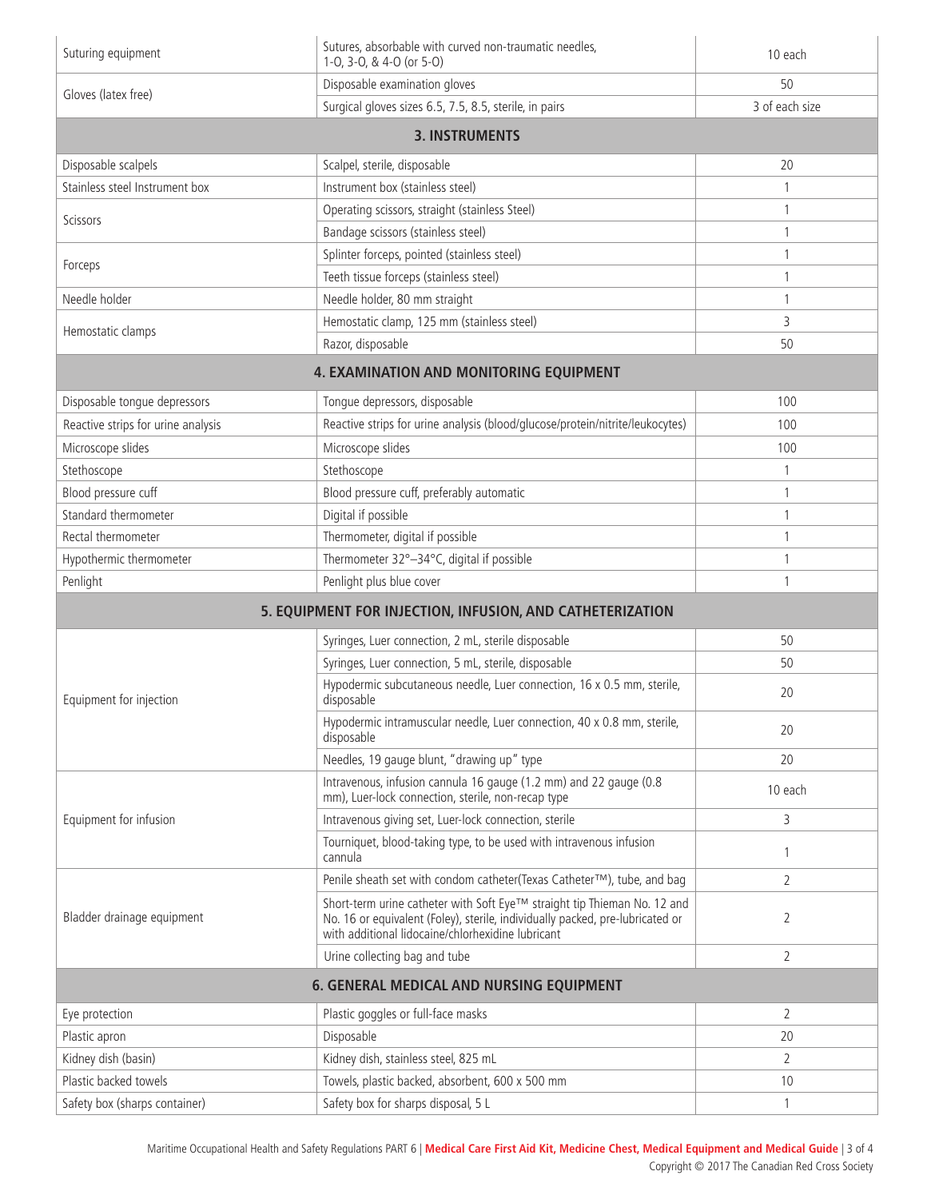| | | |
|---|---|---|
| Suturing equipment | Sutures, absorbable with curved non-traumatic needles, 1-O, 3-O, & 4-O (or 5-O) | 10 each |
| Gloves (latex free) | Disposable examination gloves | 50 |
| | Surgical gloves sizes 6.5, 7.5, 8.5, sterile, in pairs | 3 of each size |
| **3. INSTRUMENTS** | | |
| Disposable scalpels | Scalpel, sterile, disposable | 20 |
| Stainless steel Instrument box | Instrument box (stainless steel) | 1 |
| Scissors | Operating scissors, straight (stainless Steel) | 1 |
| | Bandage scissors (stainless steel) | 1 |
| Forceps | Splinter forceps, pointed (stainless steel) | 1 |
| | Teeth tissue forceps (stainless steel) | 1 |
| Needle holder | Needle holder, 80 mm straight | 1 |
| Hemostatic clamps | Hemostatic clamp, 125 mm (stainless steel) | 3 |
| | Razor, disposable | 50 |
| **4. EXAMINATION AND MONITORING EQUIPMENT** | | |
| Disposable tongue depressors | Tongue depressors, disposable | 100 |
| Reactive strips for urine analysis | Reactive strips for urine analysis (blood/glucose/protein/nitrite/leukocytes) | 100 |
| Microscope slides | Microscope slides | 100 |
| Stethoscope | Stethoscope | 1 |
| Blood pressure cuff | Blood pressure cuff, preferably automatic | 1 |
| Standard thermometer | Digital if possible | 1 |
| Rectal thermometer | Thermometer, digital if possible | 1 |
| Hypothermic thermometer | Thermometer 32°–34°C, digital if possible | 1 |
| Penlight | Penlight plus blue cover | 1 |
| **5. EQUIPMENT FOR INJECTION, INFUSION, AND CATHETERIZATION** | | |
| Equipment for injection | Syringes, Luer connection, 2 mL, sterile disposable | 50 |
| | Syringes, Luer connection, 5 mL, sterile, disposable | 50 |
| | Hypodermic subcutaneous needle, Luer connection, 16 x 0.5 mm, sterile, disposable | 20 |
| | Hypodermic intramuscular needle, Luer connection, 40 x 0.8 mm, sterile, disposable | 20 |
| | Needles, 19 gauge blunt, "drawing up" type | 20 |
| Equipment for infusion | Intravenous, infusion cannula 16 gauge (1.2 mm) and 22 gauge (0.8 mm), Luer-lock connection, sterile, non-recap type | 10 each |
| | Intravenous giving set, Luer-lock connection, sterile | 3 |
| | Tourniquet, blood-taking type, to be used with intravenous infusion cannula | 1 |
| Bladder drainage equipment | Penile sheath set with condom catheter(Texas Catheter™), tube, and bag | 2 |
| | Short-term urine catheter with Soft Eye™ straight tip Thieman No. 12 and No. 16 or equivalent (Foley), sterile, individually packed, pre-lubricated or with additional lidocaine/chlorhexidine lubricant | 2 |
| | Urine collecting bag and tube | 2 |
| **6. GENERAL MEDICAL AND NURSING EQUIPMENT** | | |
| Eye protection | Plastic goggles or full-face masks | 2 |
| Plastic apron | Disposable | 20 |
| Kidney dish (basin) | Kidney dish, stainless steel, 825 mL | 2 |
| Plastic backed towels | Towels, plastic backed, absorbent, 600 x 500 mm | 10 |
| Safety box (sharps container) | Safety box for sharps disposal, 5 L | 1 |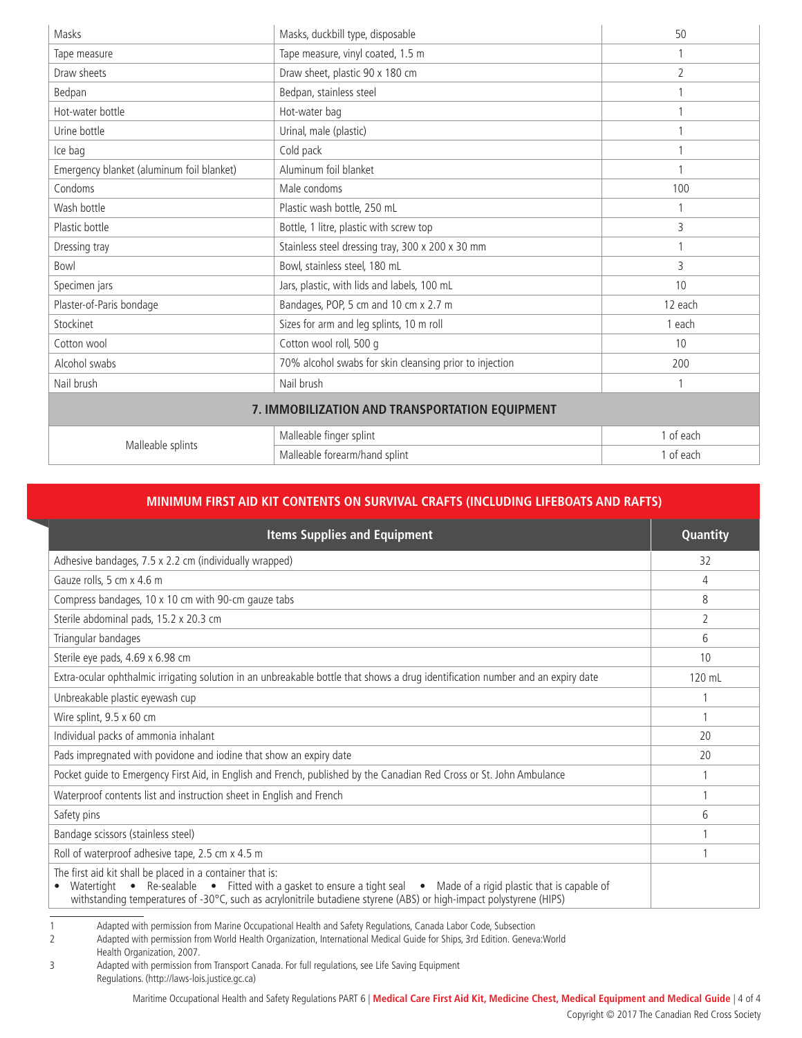| | | |
|---|---|---|
| Masks | Masks, duckbill type, disposable | 50 |
| Tape measure | Tape measure, vinyl coated, 1.5 m | 1 |
| Draw sheets | Draw sheet, plastic 90 x 180 cm | 2 |
| Bedpan | Bedpan, stainless steel | 1 |
| Hot-water bottle | Hot-water bag | 1 |
| Urine bottle | Urinal, male (plastic) | 1 |
| Ice bag | Cold pack | 1 |
| Emergency blanket (aluminum foil blanket) | Aluminum foil blanket | 1 |
| Condoms | Male condoms | 100 |
| Wash bottle | Plastic wash bottle, 250 mL | 1 |
| Plastic bottle | Bottle, 1 litre, plastic with screw top | 3 |
| Dressing tray | Stainless steel dressing tray, 300 x 200 x 30 mm | 1 |
| Bowl | Bowl, stainless steel, 180 mL | 3 |
| Specimen jars | Jars, plastic, with lids and labels, 100 mL | 10 |
| Plaster-of-Paris bondage | Bandages, POP, 5 cm and 10 cm x 2.7 m | 12 each |
| Stockinet | Sizes for arm and leg splints, 10 m roll | 1 each |
| Cotton wool | Cotton wool roll, 500 g | 10 |
| Alcohol swabs | 70% alcohol swabs for skin cleansing prior to injection | 200 |
| Nail brush | Nail brush | 1 |
| **7. IMMOBILIZATION AND TRANSPORTATION EQUIPMENT** | | |
| Malleable splints | Malleable finger splint | 1 of each |
| | Malleable forearm/hand splint | 1 of each |

## MINIMUM FIRST AID KIT CONTENTS ON SURVIVAL CRAFTS (INCLUDING LIFEBOATS AND RAFTS)

| Items Supplies and Equipment | Quantity |
|---|---|
| Adhesive bandages, 7.5 x 2.2 cm (individually wrapped) | 32 |
| Gauze rolls, 5 cm x 4.6 m | 4 |
| Compress bandages, 10 x 10 cm with 90-cm gauze tabs | 8 |
| Sterile abdominal pads, 15.2 x 20.3 cm | 2 |
| Triangular bandages | 6 |
| Sterile eye pads, 4.69 x 6.98 cm | 10 |
| Extra-ocular ophthalmic irrigating solution in an unbreakable bottle that shows a drug identification number and an expiry date | 120 mL |
| Unbreakable plastic eyewash cup | 1 |
| Wire splint, 9.5 x 60 cm | 1 |
| Individual packs of ammonia inhalant | 20 |
| Pads impregnated with povidone and iodine that show an expiry date | 20 |
| Pocket guide to Emergency First Aid, in English and French, published by the Canadian Red Cross or St. John Ambulance | 1 |
| Waterproof contents list and instruction sheet in English and French | 1 |
| Safety pins | 6 |
| Bandage scissors (stainless steel) | 1 |
| Roll of waterproof adhesive tape, 2.5 cm x 4.5 m | 1 |
| The first aid kit shall be placed in a container that is: • Watertight • Re-sealable • Fitted with a gasket to ensure a tight seal • Made of a rigid plastic that is capable of withstanding temperatures of -30°C, such as acrylonitrile butadiene styrene (ABS) or high-impact polystyrene (HIPS) | |

1 Adapted with permission from Marine Occupational Health and Safety Regulations, Canada Labor Code, Subsection

2 Adapted with permission from World Health Organization, International Medical Guide for Ships, 3rd Edition. Geneva:World Health Organization, 2007.

3 Adapted with permission from Transport Canada. For full regulations, see Life Saving Equipment Regulations. (http://laws-lois.justice.gc.ca)

Copyright © 2017 The Canadian Red Cross Society